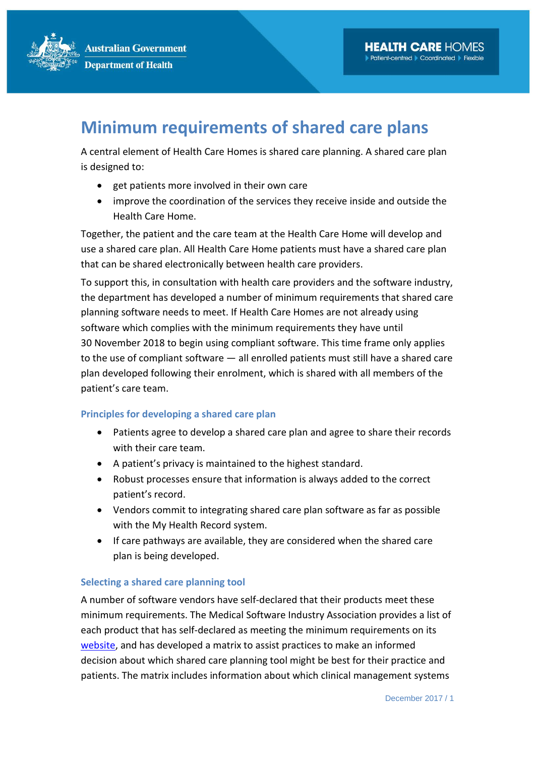# Minimum requirements of shared care plans

A central element of Health Care Homes is shared care planning. A shared care plan is designed to:

- get patients more involved in their own care
- improve the coordination of the services they receive inside and outside the Health Care Home.

Together, the patient and the care team at the Health Care Home will develop and use a shared care plan. All Health Care Home patients must have a shared care plan that can be shared electronically between health care providers.

To support this, in consultation with health care providers and the software industry, the department has developed a number of minimum requirements that shared care planning software needs to meet. If Health Care Homes are not already using software which complies with the minimum requirements they have until 30 November 2018 to begin using compliant software. This time frame only applies to the use of compliant software — all enrolled patients must still have a shared care plan developed following their enrolment, which is shared with all members of the patient's care team.

## Principles for developing a shared care plan

- Patients agree to develop a shared care plan and agree to share their records with their care team.
- A patient's privacy is maintained to the highest standard.
- Robust processes ensure that information is always added to the correct patient's record.
- Vendors commit to integrating shared care plan software as far as possible with the My Health Record system.
- If care pathways are available, they are considered when the shared care plan is being developed.

## Selecting a shared care planning tool

A number of software vendors have self-declared that their products meet these minimum requirements. The Medical Software Industry Association provides a list of each product that has self-declared as meeting the minimum requirements on its website, and has developed a matrix to assist practices to make an informed decision about which shared care planning tool might be best for their practice and patients. The matrix includes information about which clinical management systems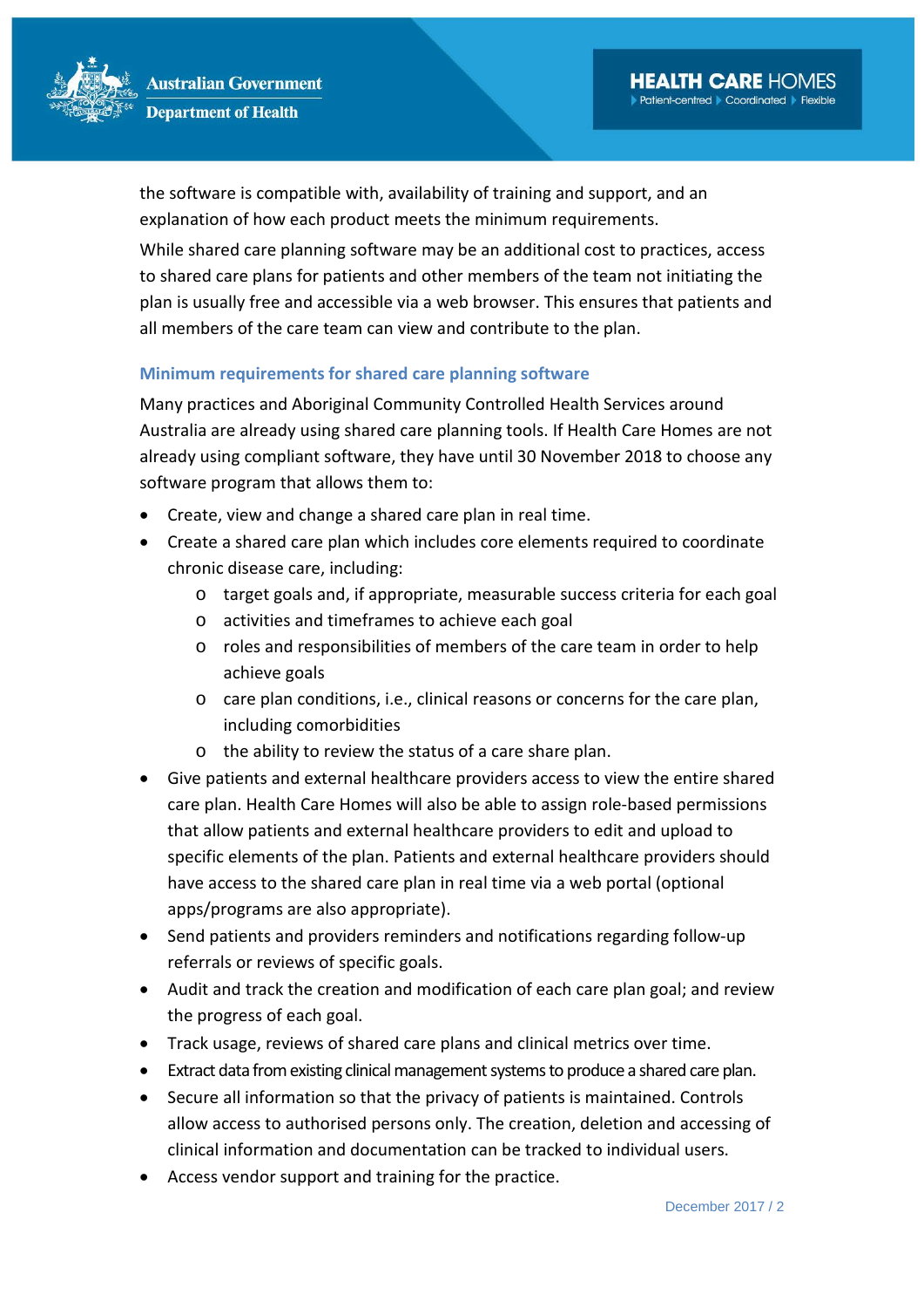the software is compatible with, availability of training and support, and an explanation of how each product meets the minimum requirements.

While shared care planning software may be an additional cost to practices, access to shared care plans for patients and other members of the team not initiating the plan is usually free and accessible via a web browser. This ensures that patients and all members of the care team can view and contribute to the plan.

### Minimum requirements for shared care planning software

Many practices and Aboriginal Community Controlled Health Services around Australia are already using shared care planning tools. If Health Care Homes are not already using compliant software, they have until 30 November 2018 to choose any software program that allows them to:

- Create, view and change a shared care plan in real time.
- Create a shared care plan which includes core elements required to coordinate chronic disease care, including:
  - target goals and, if appropriate, measurable success criteria for each goal
  - activities and timeframes to achieve each goal
  - roles and responsibilities of members of the care team in order to help achieve goals
  - care plan conditions, i.e., clinical reasons or concerns for the care plan, including comorbidities
  - the ability to review the status of a care share plan.
- Give patients and external healthcare providers access to view the entire shared care plan. Health Care Homes will also be able to assign role-based permissions that allow patients and external healthcare providers to edit and upload to specific elements of the plan. Patients and external healthcare providers should have access to the shared care plan in real time via a web portal (optional apps/programs are also appropriate).
- Send patients and providers reminders and notifications regarding follow-up referrals or reviews of specific goals.
- Audit and track the creation and modification of each care plan goal; and review the progress of each goal.
- Track usage, reviews of shared care plans and clinical metrics over time.
- Extract data from existing clinical management systems to produce a shared care plan.
- Secure all information so that the privacy of patients is maintained. Controls allow access to authorised persons only. The creation, deletion and accessing of clinical information and documentation can be tracked to individual users.
- Access vendor support and training for the practice.